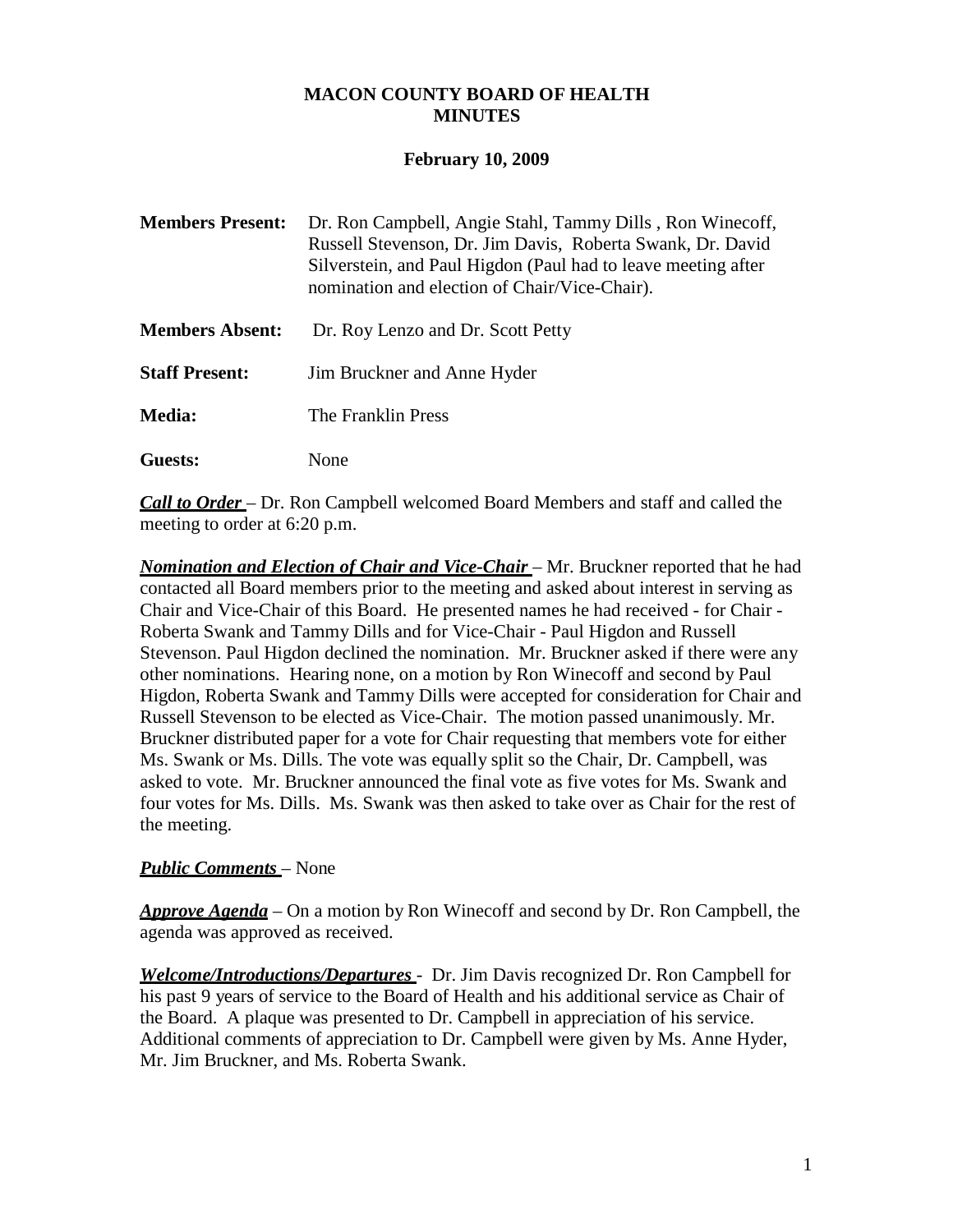# MACON COUNTY BOARD OF HEALTH
# MINUTES

### February 10, 2009

| | |
|---|---|
| **Members Present:** | Dr. Ron Campbell, Angie Stahl, Tammy Dills , Ron Winecoff, Russell Stevenson, Dr. Jim Davis, Roberta Swank, Dr. David Silverstein, and Paul Higdon (Paul had to leave meeting after nomination and election of Chair/Vice-Chair). |
| **Members Absent:** | Dr. Roy Lenzo and Dr. Scott Petty |
| **Staff Present:** | Jim Bruckner and Anne Hyder |
| **Media:** | The Franklin Press |
| **Guests:** | None |

***Call to Order*** – Dr. Ron Campbell welcomed Board Members and staff and called the meeting to order at 6:20 p.m.

***Nomination and Election of Chair and Vice-Chair*** – Mr. Bruckner reported that he had contacted all Board members prior to the meeting and asked about interest in serving as Chair and Vice-Chair of this Board. He presented names he had received - for Chair - Roberta Swank and Tammy Dills and for Vice-Chair - Paul Higdon and Russell Stevenson. Paul Higdon declined the nomination. Mr. Bruckner asked if there were any other nominations. Hearing none, on a motion by Ron Winecoff and second by Paul Higdon, Roberta Swank and Tammy Dills were accepted for consideration for Chair and Russell Stevenson to be elected as Vice-Chair. The motion passed unanimously. Mr. Bruckner distributed paper for a vote for Chair requesting that members vote for either Ms. Swank or Ms. Dills. The vote was equally split so the Chair, Dr. Campbell, was asked to vote. Mr. Bruckner announced the final vote as five votes for Ms. Swank and four votes for Ms. Dills. Ms. Swank was then asked to take over as Chair for the rest of the meeting.

***Public Comments*** – None

***Approve Agenda*** – On a motion by Ron Winecoff and second by Dr. Ron Campbell, the agenda was approved as received.

***Welcome/Introductions/Departures*** - Dr. Jim Davis recognized Dr. Ron Campbell for his past 9 years of service to the Board of Health and his additional service as Chair of the Board. A plaque was presented to Dr. Campbell in appreciation of his service. Additional comments of appreciation to Dr. Campbell were given by Ms. Anne Hyder, Mr. Jim Bruckner, and Ms. Roberta Swank.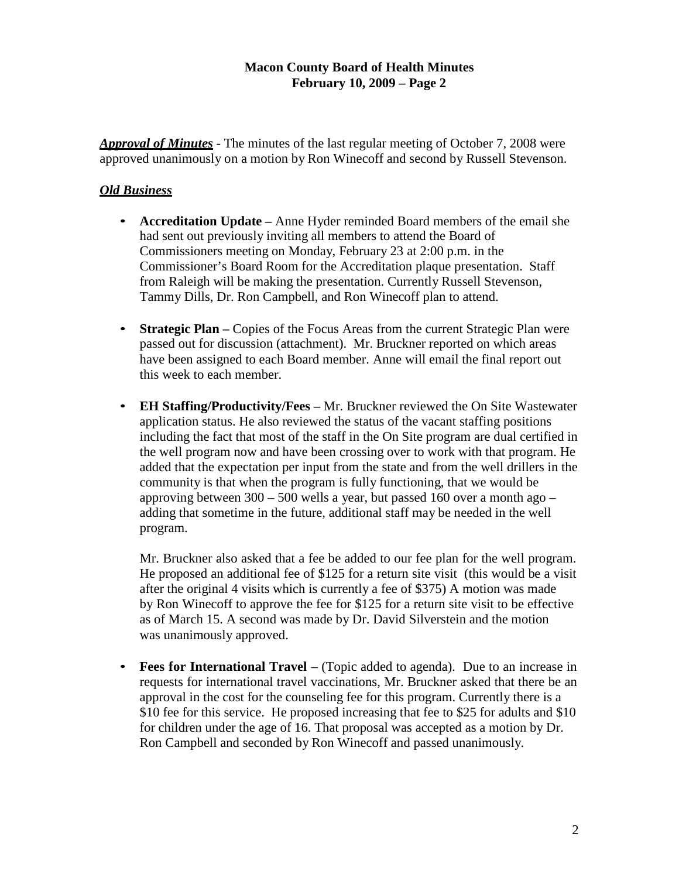***Approval of Minutes*** - The minutes of the last regular meeting of October 7, 2008 were approved unanimously on a motion by Ron Winecoff and second by Russell Stevenson.

***Old Business***

- **Accreditation Update –** Anne Hyder reminded Board members of the email she had sent out previously inviting all members to attend the Board of Commissioners meeting on Monday, February 23 at 2:00 p.m. in the Commissioner's Board Room for the Accreditation plaque presentation. Staff from Raleigh will be making the presentation. Currently Russell Stevenson, Tammy Dills, Dr. Ron Campbell, and Ron Winecoff plan to attend.

- **Strategic Plan –** Copies of the Focus Areas from the current Strategic Plan were passed out for discussion (attachment). Mr. Bruckner reported on which areas have been assigned to each Board member. Anne will email the final report out this week to each member.

- **EH Staffing/Productivity/Fees –** Mr. Bruckner reviewed the On Site Wastewater application status. He also reviewed the status of the vacant staffing positions including the fact that most of the staff in the On Site program are dual certified in the well program now and have been crossing over to work with that program. He added that the expectation per input from the state and from the well drillers in the community is that when the program is fully functioning, that we would be approving between 300 – 500 wells a year, but passed 160 over a month ago – adding that sometime in the future, additional staff may be needed in the well program.

  Mr. Bruckner also asked that a fee be added to our fee plan for the well program. He proposed an additional fee of $125 for a return site visit (this would be a visit after the original 4 visits which is currently a fee of $375) A motion was made by Ron Winecoff to approve the fee for $125 for a return site visit to be effective as of March 15. A second was made by Dr. David Silverstein and the motion was unanimously approved.

- **Fees for International Travel** – (Topic added to agenda). Due to an increase in requests for international travel vaccinations, Mr. Bruckner asked that there be an approval in the cost for the counseling fee for this program. Currently there is a $10 fee for this service. He proposed increasing that fee to $25 for adults and $10 for children under the age of 16. That proposal was accepted as a motion by Dr. Ron Campbell and seconded by Ron Winecoff and passed unanimously.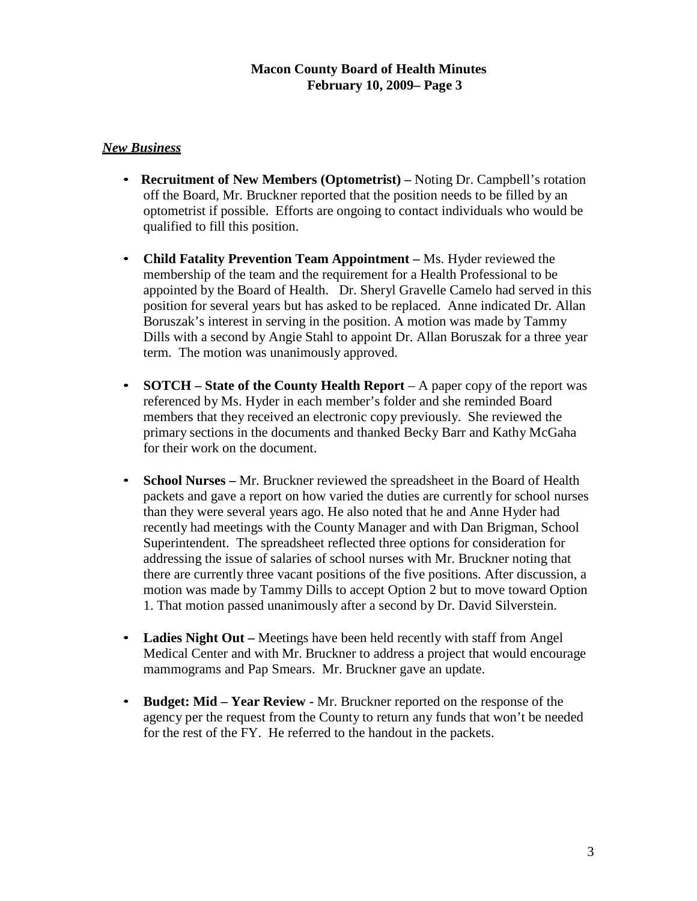***New Business***

- **Recruitment of New Members (Optometrist) –** Noting Dr. Campbell's rotation off the Board, Mr. Bruckner reported that the position needs to be filled by an optometrist if possible. Efforts are ongoing to contact individuals who would be qualified to fill this position.

- **Child Fatality Prevention Team Appointment –** Ms. Hyder reviewed the membership of the team and the requirement for a Health Professional to be appointed by the Board of Health. Dr. Sheryl Gravelle Camelo had served in this position for several years but has asked to be replaced. Anne indicated Dr. Allan Boruszak's interest in serving in the position. A motion was made by Tammy Dills with a second by Angie Stahl to appoint Dr. Allan Boruszak for a three year term. The motion was unanimously approved.

- **SOTCH – State of the County Health Report** – A paper copy of the report was referenced by Ms. Hyder in each member's folder and she reminded Board members that they received an electronic copy previously. She reviewed the primary sections in the documents and thanked Becky Barr and Kathy McGaha for their work on the document.

- **School Nurses –** Mr. Bruckner reviewed the spreadsheet in the Board of Health packets and gave a report on how varied the duties are currently for school nurses than they were several years ago. He also noted that he and Anne Hyder had recently had meetings with the County Manager and with Dan Brigman, School Superintendent. The spreadsheet reflected three options for consideration for addressing the issue of salaries of school nurses with Mr. Bruckner noting that there are currently three vacant positions of the five positions. After discussion, a motion was made by Tammy Dills to accept Option 2 but to move toward Option 1. That motion passed unanimously after a second by Dr. David Silverstein.

- **Ladies Night Out –** Meetings have been held recently with staff from Angel Medical Center and with Mr. Bruckner to address a project that would encourage mammograms and Pap Smears. Mr. Bruckner gave an update.

- **Budget: Mid – Year Review -** Mr. Bruckner reported on the response of the agency per the request from the County to return any funds that won't be needed for the rest of the FY. He referred to the handout in the packets.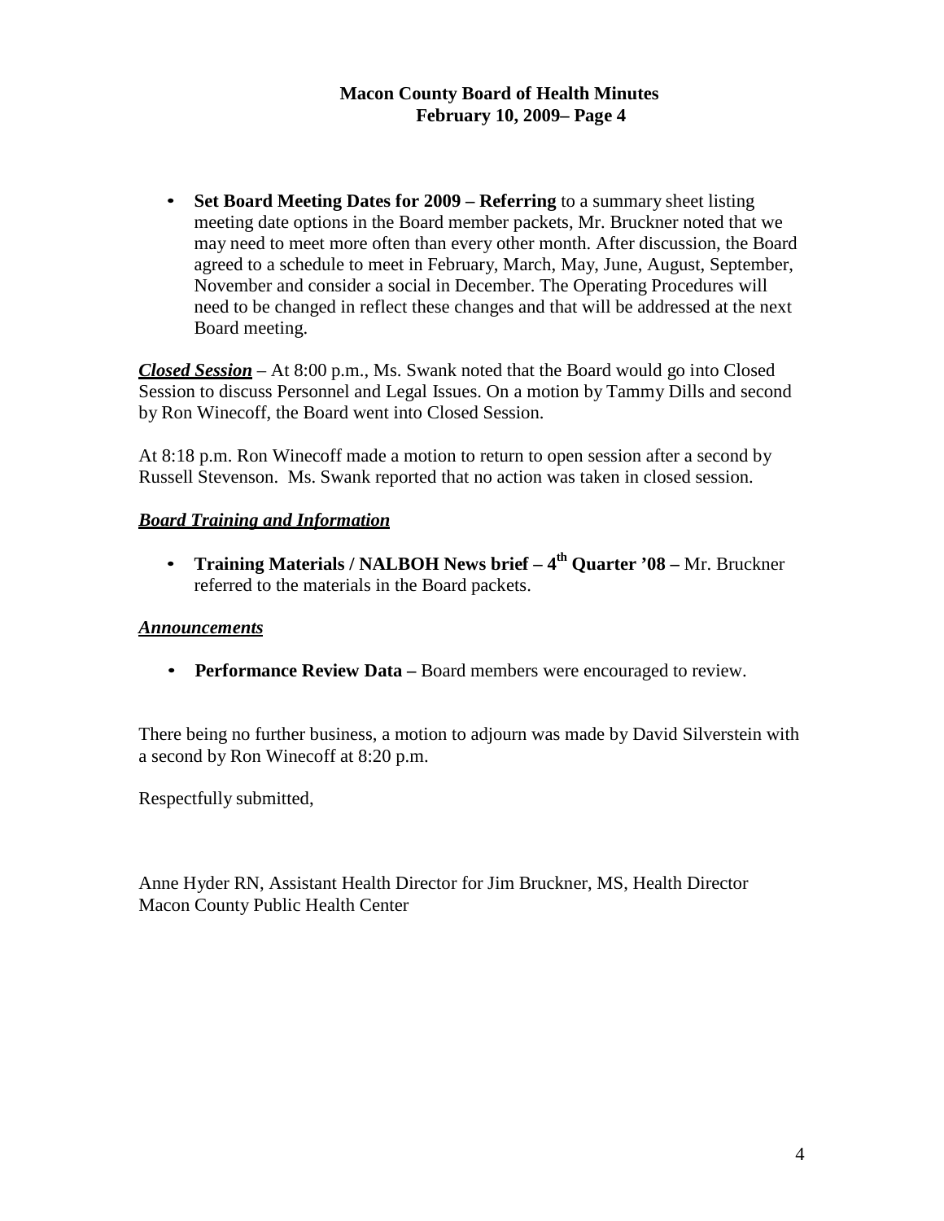- **Set Board Meeting Dates for 2009 – Referring** to a summary sheet listing meeting date options in the Board member packets, Mr. Bruckner noted that we may need to meet more often than every other month. After discussion, the Board agreed to a schedule to meet in February, March, May, June, August, September, November and consider a social in December. The Operating Procedures will need to be changed in reflect these changes and that will be addressed at the next Board meeting.

***Closed Session*** – At 8:00 p.m., Ms. Swank noted that the Board would go into Closed Session to discuss Personnel and Legal Issues. On a motion by Tammy Dills and second by Ron Winecoff, the Board went into Closed Session.

At 8:18 p.m. Ron Winecoff made a motion to return to open session after a second by Russell Stevenson. Ms. Swank reported that no action was taken in closed session.

***Board Training and Information***

- **Training Materials / NALBOH News brief – 4th Quarter '08 –** Mr. Bruckner referred to the materials in the Board packets.

***Announcements***

- **Performance Review Data –** Board members were encouraged to review.

There being no further business, a motion to adjourn was made by David Silverstein with a second by Ron Winecoff at 8:20 p.m.

Respectfully submitted,

Anne Hyder RN, Assistant Health Director for Jim Bruckner, MS, Health Director
Macon County Public Health Center